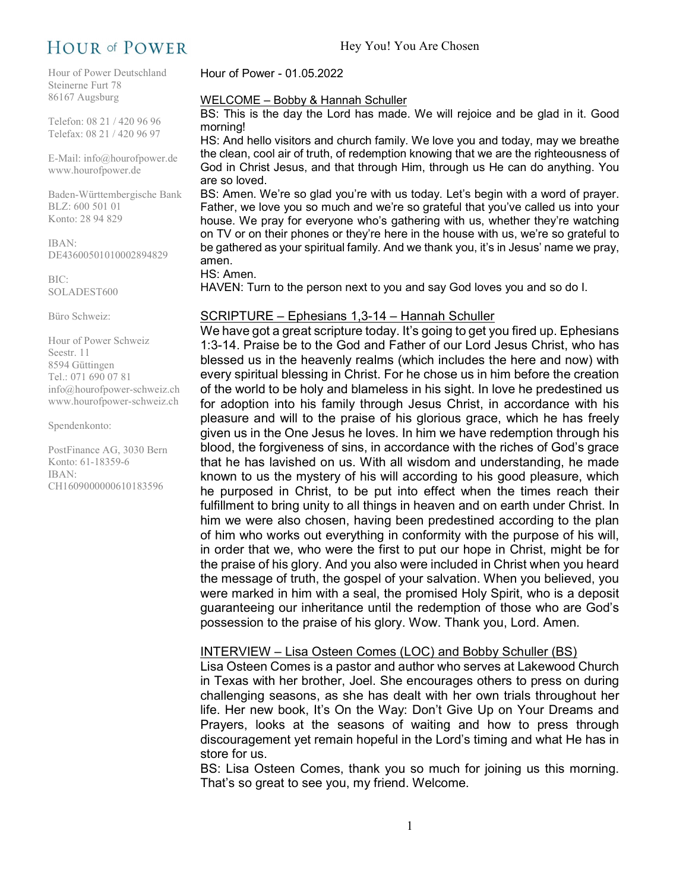# HOUR of POWER

Hey You! You Are Chosen

Hour of Power Deutschland
Steinerne Furt 78
86167 Augsburg

Telefon: 08 21 / 420 96 96
Telefax: 08 21 / 420 96 97

E-Mail: info@hourofpower.de
www.hourofpower.de

Baden-Württembergische Bank
BLZ: 600 501 01
Konto: 28 94 829

IBAN:
DE43600501010002894829

BIC:
SOLADEST600

Büro Schweiz:

Hour of Power Schweiz
Seestr. 11
8594 Güttingen
Tel.: 071 690 07 81
info@hourofpower-schweiz.ch
www.hourofpower-schweiz.ch

Spendenkonto:

PostFinance AG, 3030 Bern
Konto: 61-18359-6
IBAN:
CH1609000000610183596

Hour of Power - 01.05.2022

## WELCOME – Bobby & Hannah Schuller

BS: This is the day the Lord has made. We will rejoice and be glad in it. Good morning!

HS: And hello visitors and church family. We love you and today, may we breathe the clean, cool air of truth, of redemption knowing that we are the righteousness of God in Christ Jesus, and that through Him, through us He can do anything. You are so loved.

BS: Amen. We're so glad you're with us today. Let's begin with a word of prayer. Father, we love you so much and we're so grateful that you've called us into your house. We pray for everyone who's gathering with us, whether they're watching on TV or on their phones or they're here in the house with us, we're so grateful to be gathered as your spiritual family. And we thank you, it's in Jesus' name we pray, amen.

HS: Amen.

HAVEN: Turn to the person next to you and say God loves you and so do I.

## SCRIPTURE – Ephesians 1,3-14 – Hannah Schuller

We have got a great scripture today. It's going to get you fired up. Ephesians 1:3-14. Praise be to the God and Father of our Lord Jesus Christ, who has blessed us in the heavenly realms (which includes the here and now) with every spiritual blessing in Christ. For he chose us in him before the creation of the world to be holy and blameless in his sight. In love he predestined us for adoption into his family through Jesus Christ, in accordance with his pleasure and will to the praise of his glorious grace, which he has freely given us in the One Jesus he loves. In him we have redemption through his blood, the forgiveness of sins, in accordance with the riches of God's grace that he has lavished on us. With all wisdom and understanding, he made known to us the mystery of his will according to his good pleasure, which he purposed in Christ, to be put into effect when the times reach their fulfillment to bring unity to all things in heaven and on earth under Christ. In him we were also chosen, having been predestined according to the plan of him who works out everything in conformity with the purpose of his will, in order that we, who were the first to put our hope in Christ, might be for the praise of his glory. And you also were included in Christ when you heard the message of truth, the gospel of your salvation. When you believed, you were marked in him with a seal, the promised Holy Spirit, who is a deposit guaranteeing our inheritance until the redemption of those who are God's possession to the praise of his glory. Wow. Thank you, Lord. Amen.

## INTERVIEW – Lisa Osteen Comes (LOC) and Bobby Schuller (BS)

Lisa Osteen Comes is a pastor and author who serves at Lakewood Church in Texas with her brother, Joel. She encourages others to press on during challenging seasons, as she has dealt with her own trials throughout her life. Her new book, It's On the Way: Don't Give Up on Your Dreams and Prayers, looks at the seasons of waiting and how to press through discouragement yet remain hopeful in the Lord's timing and what He has in store for us.

BS: Lisa Osteen Comes, thank you so much for joining us this morning. That's so great to see you, my friend. Welcome.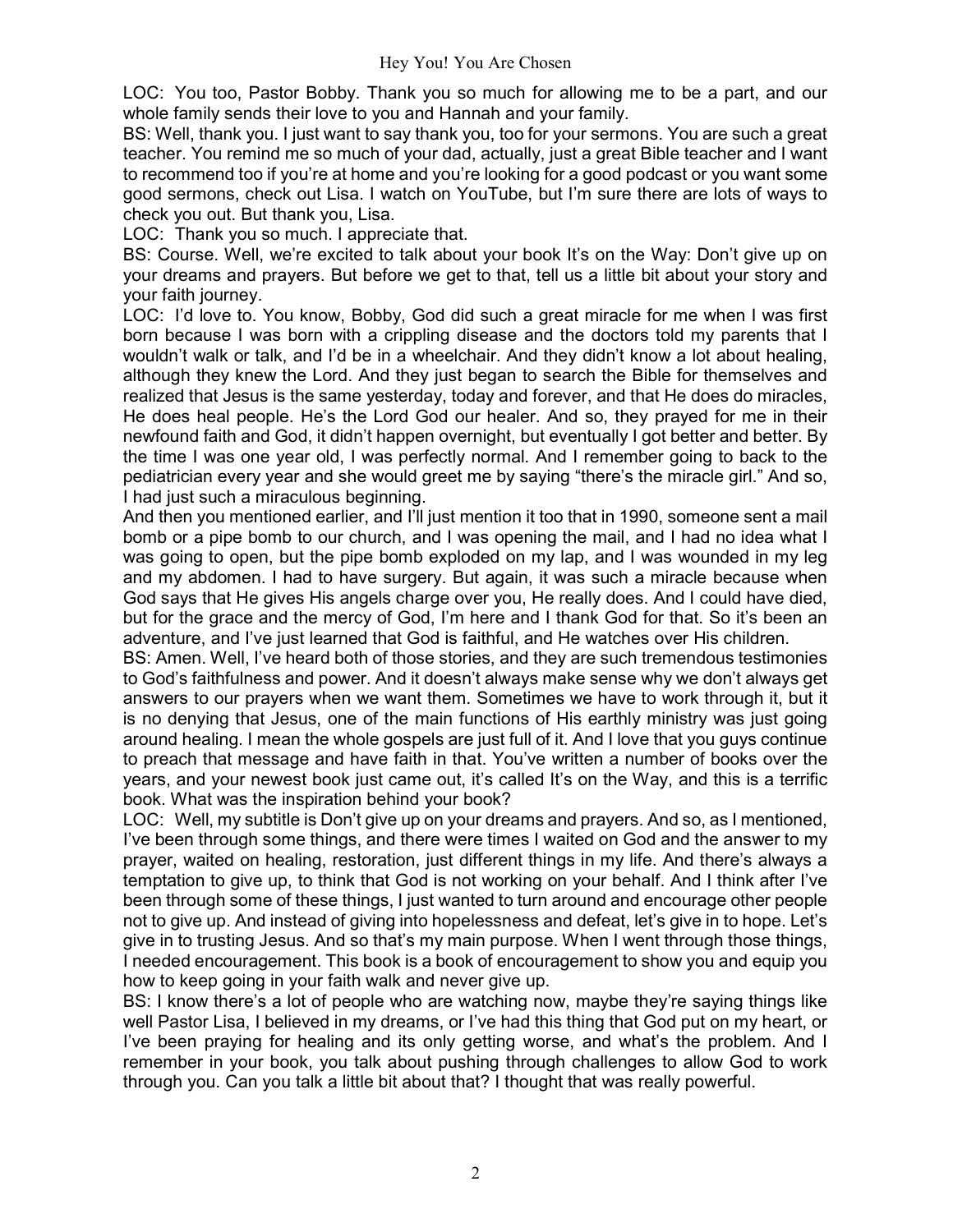LOC: You too, Pastor Bobby. Thank you so much for allowing me to be a part, and our whole family sends their love to you and Hannah and your family.

BS: Well, thank you. I just want to say thank you, too for your sermons. You are such a great teacher. You remind me so much of your dad, actually, just a great Bible teacher and I want to recommend too if you're at home and you're looking for a good podcast or you want some good sermons, check out Lisa. I watch on YouTube, but I'm sure there are lots of ways to check you out. But thank you, Lisa.

LOC: Thank you so much. I appreciate that.

BS: Course. Well, we're excited to talk about your book It's on the Way: Don't give up on your dreams and prayers. But before we get to that, tell us a little bit about your story and your faith journey.

LOC: I'd love to. You know, Bobby, God did such a great miracle for me when I was first born because I was born with a crippling disease and the doctors told my parents that I wouldn't walk or talk, and I'd be in a wheelchair. And they didn't know a lot about healing, although they knew the Lord. And they just began to search the Bible for themselves and realized that Jesus is the same yesterday, today and forever, and that He does do miracles, He does heal people. He's the Lord God our healer. And so, they prayed for me in their newfound faith and God, it didn't happen overnight, but eventually I got better and better. By the time I was one year old, I was perfectly normal. And I remember going to back to the pediatrician every year and she would greet me by saying "there's the miracle girl." And so, I had just such a miraculous beginning.

And then you mentioned earlier, and I'll just mention it too that in 1990, someone sent a mail bomb or a pipe bomb to our church, and I was opening the mail, and I had no idea what I was going to open, but the pipe bomb exploded on my lap, and I was wounded in my leg and my abdomen. I had to have surgery. But again, it was such a miracle because when God says that He gives His angels charge over you, He really does. And I could have died, but for the grace and the mercy of God, I'm here and I thank God for that. So it's been an adventure, and I've just learned that God is faithful, and He watches over His children.

BS: Amen. Well, I've heard both of those stories, and they are such tremendous testimonies to God's faithfulness and power. And it doesn't always make sense why we don't always get answers to our prayers when we want them. Sometimes we have to work through it, but it is no denying that Jesus, one of the main functions of His earthly ministry was just going around healing. I mean the whole gospels are just full of it. And I love that you guys continue to preach that message and have faith in that. You've written a number of books over the years, and your newest book just came out, it's called It's on the Way, and this is a terrific book. What was the inspiration behind your book?

LOC: Well, my subtitle is Don't give up on your dreams and prayers. And so, as I mentioned, I've been through some things, and there were times I waited on God and the answer to my prayer, waited on healing, restoration, just different things in my life. And there's always a temptation to give up, to think that God is not working on your behalf. And I think after I've been through some of these things, I just wanted to turn around and encourage other people not to give up. And instead of giving into hopelessness and defeat, let's give in to hope. Let's give in to trusting Jesus. And so that's my main purpose. When I went through those things, I needed encouragement. This book is a book of encouragement to show you and equip you how to keep going in your faith walk and never give up.

BS: I know there's a lot of people who are watching now, maybe they're saying things like well Pastor Lisa, I believed in my dreams, or I've had this thing that God put on my heart, or I've been praying for healing and its only getting worse, and what's the problem. And I remember in your book, you talk about pushing through challenges to allow God to work through you. Can you talk a little bit about that? I thought that was really powerful.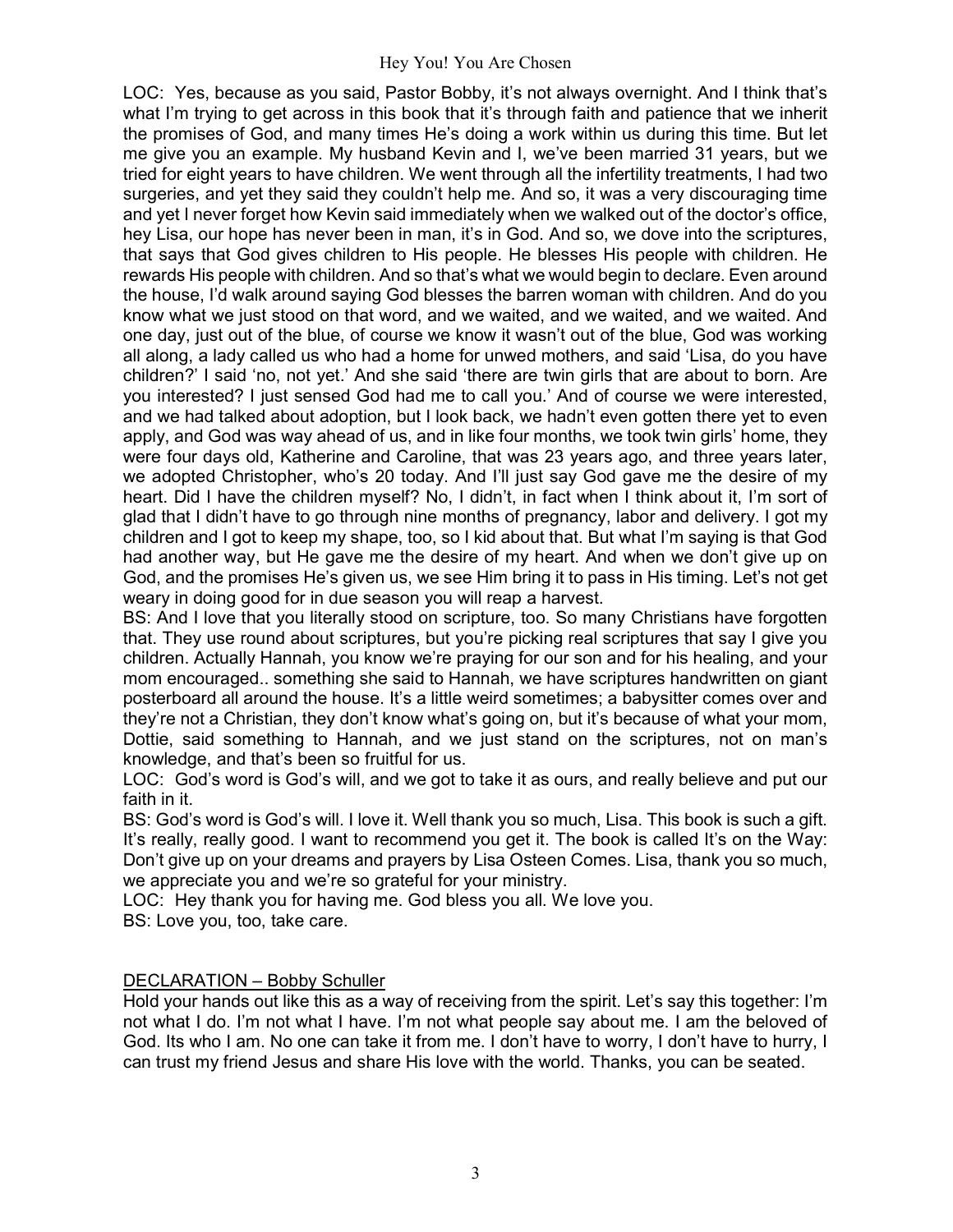LOC: Yes, because as you said, Pastor Bobby, it's not always overnight. And I think that's what I'm trying to get across in this book that it's through faith and patience that we inherit the promises of God, and many times He's doing a work within us during this time. But let me give you an example. My husband Kevin and I, we've been married 31 years, but we tried for eight years to have children. We went through all the infertility treatments, I had two surgeries, and yet they said they couldn't help me. And so, it was a very discouraging time and yet I never forget how Kevin said immediately when we walked out of the doctor's office, hey Lisa, our hope has never been in man, it's in God. And so, we dove into the scriptures, that says that God gives children to His people. He blesses His people with children. He rewards His people with children. And so that's what we would begin to declare. Even around the house, I'd walk around saying God blesses the barren woman with children. And do you know what we just stood on that word, and we waited, and we waited, and we waited. And one day, just out of the blue, of course we know it wasn't out of the blue, God was working all along, a lady called us who had a home for unwed mothers, and said 'Lisa, do you have children?' I said 'no, not yet.' And she said 'there are twin girls that are about to born. Are you interested? I just sensed God had me to call you.' And of course we were interested, and we had talked about adoption, but I look back, we hadn't even gotten there yet to even apply, and God was way ahead of us, and in like four months, we took twin girls' home, they were four days old, Katherine and Caroline, that was 23 years ago, and three years later, we adopted Christopher, who's 20 today. And I'll just say God gave me the desire of my heart. Did I have the children myself? No, I didn't, in fact when I think about it, I'm sort of glad that I didn't have to go through nine months of pregnancy, labor and delivery. I got my children and I got to keep my shape, too, so I kid about that. But what I'm saying is that God had another way, but He gave me the desire of my heart. And when we don't give up on God, and the promises He's given us, we see Him bring it to pass in His timing. Let's not get weary in doing good for in due season you will reap a harvest.

BS: And I love that you literally stood on scripture, too. So many Christians have forgotten that. They use round about scriptures, but you're picking real scriptures that say I give you children. Actually Hannah, you know we're praying for our son and for his healing, and your mom encouraged.. something she said to Hannah, we have scriptures handwritten on giant posterboard all around the house. It's a little weird sometimes; a babysitter comes over and they're not a Christian, they don't know what's going on, but it's because of what your mom, Dottie, said something to Hannah, and we just stand on the scriptures, not on man's knowledge, and that's been so fruitful for us.

LOC: God's word is God's will, and we got to take it as ours, and really believe and put our faith in it.

BS: God's word is God's will. I love it. Well thank you so much, Lisa. This book is such a gift. It's really, really good. I want to recommend you get it. The book is called It's on the Way: Don't give up on your dreams and prayers by Lisa Osteen Comes. Lisa, thank you so much, we appreciate you and we're so grateful for your ministry.

LOC: Hey thank you for having me. God bless you all. We love you.

BS: Love you, too, take care.

## DECLARATION – Bobby Schuller

Hold your hands out like this as a way of receiving from the spirit. Let's say this together: I'm not what I do. I'm not what I have. I'm not what people say about me. I am the beloved of God. Its who I am. No one can take it from me. I don't have to worry, I don't have to hurry, I can trust my friend Jesus and share His love with the world. Thanks, you can be seated.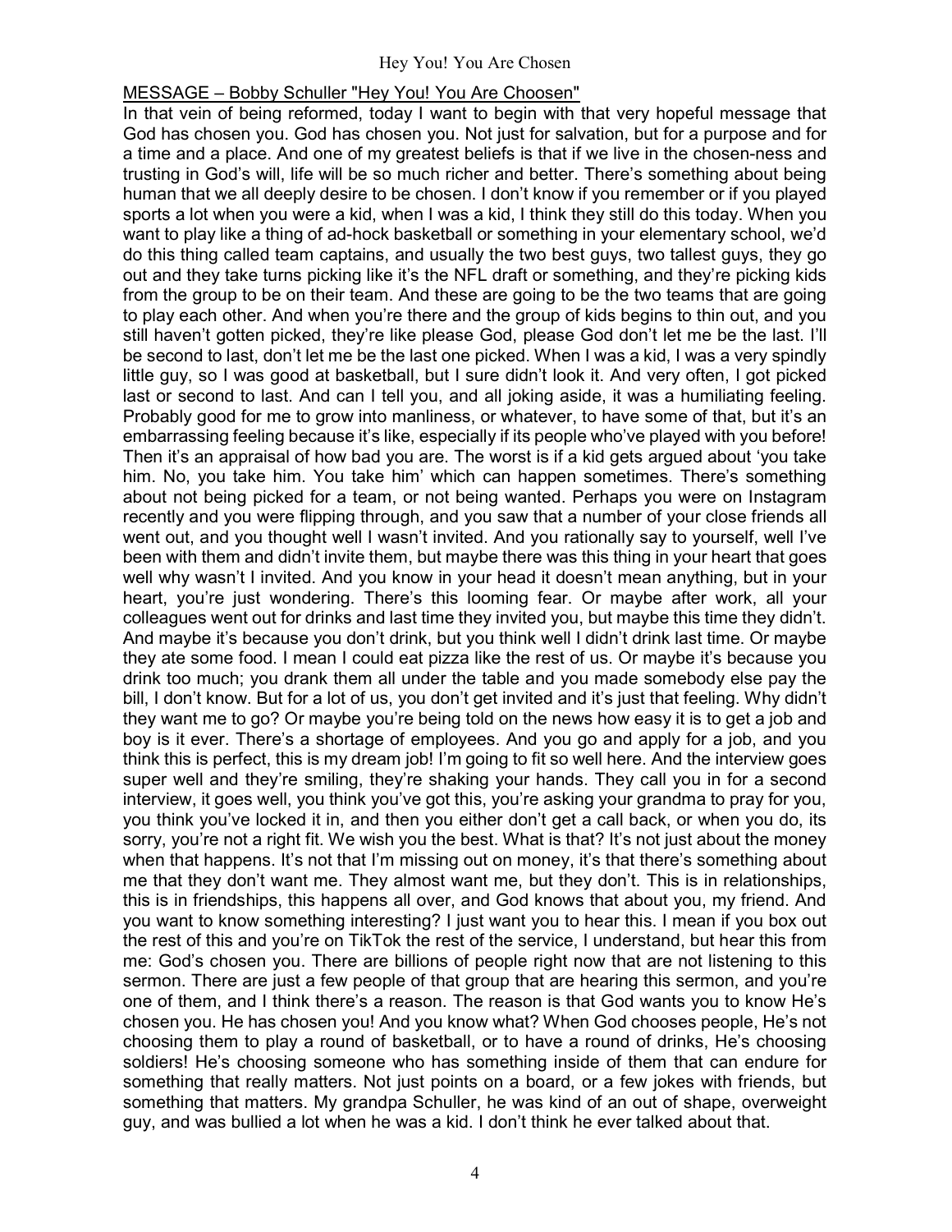<u>MESSAGE – Bobby Schuller "Hey You! You Are Choosen"</u>

In that vein of being reformed, today I want to begin with that very hopeful message that God has chosen you. God has chosen you. Not just for salvation, but for a purpose and for a time and a place. And one of my greatest beliefs is that if we live in the chosen-ness and trusting in God's will, life will be so much richer and better. There's something about being human that we all deeply desire to be chosen. I don't know if you remember or if you played sports a lot when you were a kid, when I was a kid, I think they still do this today. When you want to play like a thing of ad-hock basketball or something in your elementary school, we'd do this thing called team captains, and usually the two best guys, two tallest guys, they go out and they take turns picking like it's the NFL draft or something, and they're picking kids from the group to be on their team. And these are going to be the two teams that are going to play each other. And when you're there and the group of kids begins to thin out, and you still haven't gotten picked, they're like please God, please God don't let me be the last. I'll be second to last, don't let me be the last one picked. When I was a kid, I was a very spindly little guy, so I was good at basketball, but I sure didn't look it. And very often, I got picked last or second to last. And can I tell you, and all joking aside, it was a humiliating feeling. Probably good for me to grow into manliness, or whatever, to have some of that, but it's an embarrassing feeling because it's like, especially if its people who've played with you before! Then it's an appraisal of how bad you are. The worst is if a kid gets argued about 'you take him. No, you take him. You take him' which can happen sometimes. There's something about not being picked for a team, or not being wanted. Perhaps you were on Instagram recently and you were flipping through, and you saw that a number of your close friends all went out, and you thought well I wasn't invited. And you rationally say to yourself, well I've been with them and didn't invite them, but maybe there was this thing in your heart that goes well why wasn't I invited. And you know in your head it doesn't mean anything, but in your heart, you're just wondering. There's this looming fear. Or maybe after work, all your colleagues went out for drinks and last time they invited you, but maybe this time they didn't. And maybe it's because you don't drink, but you think well I didn't drink last time. Or maybe they ate some food. I mean I could eat pizza like the rest of us. Or maybe it's because you drink too much; you drank them all under the table and you made somebody else pay the bill, I don't know. But for a lot of us, you don't get invited and it's just that feeling. Why didn't they want me to go? Or maybe you're being told on the news how easy it is to get a job and boy is it ever. There's a shortage of employees. And you go and apply for a job, and you think this is perfect, this is my dream job! I'm going to fit so well here. And the interview goes super well and they're smiling, they're shaking your hands. They call you in for a second interview, it goes well, you think you've got this, you're asking your grandma to pray for you, you think you've locked it in, and then you either don't get a call back, or when you do, its sorry, you're not a right fit. We wish you the best. What is that? It's not just about the money when that happens. It's not that I'm missing out on money, it's that there's something about me that they don't want me. They almost want me, but they don't. This is in relationships, this is in friendships, this happens all over, and God knows that about you, my friend. And you want to know something interesting? I just want you to hear this. I mean if you box out the rest of this and you're on TikTok the rest of the service, I understand, but hear this from me: God's chosen you. There are billions of people right now that are not listening to this sermon. There are just a few people of that group that are hearing this sermon, and you're one of them, and I think there's a reason. The reason is that God wants you to know He's chosen you. He has chosen you! And you know what? When God chooses people, He's not choosing them to play a round of basketball, or to have a round of drinks, He's choosing soldiers! He's choosing someone who has something inside of them that can endure for something that really matters. Not just points on a board, or a few jokes with friends, but something that matters. My grandpa Schuller, he was kind of an out of shape, overweight guy, and was bullied a lot when he was a kid. I don't think he ever talked about that.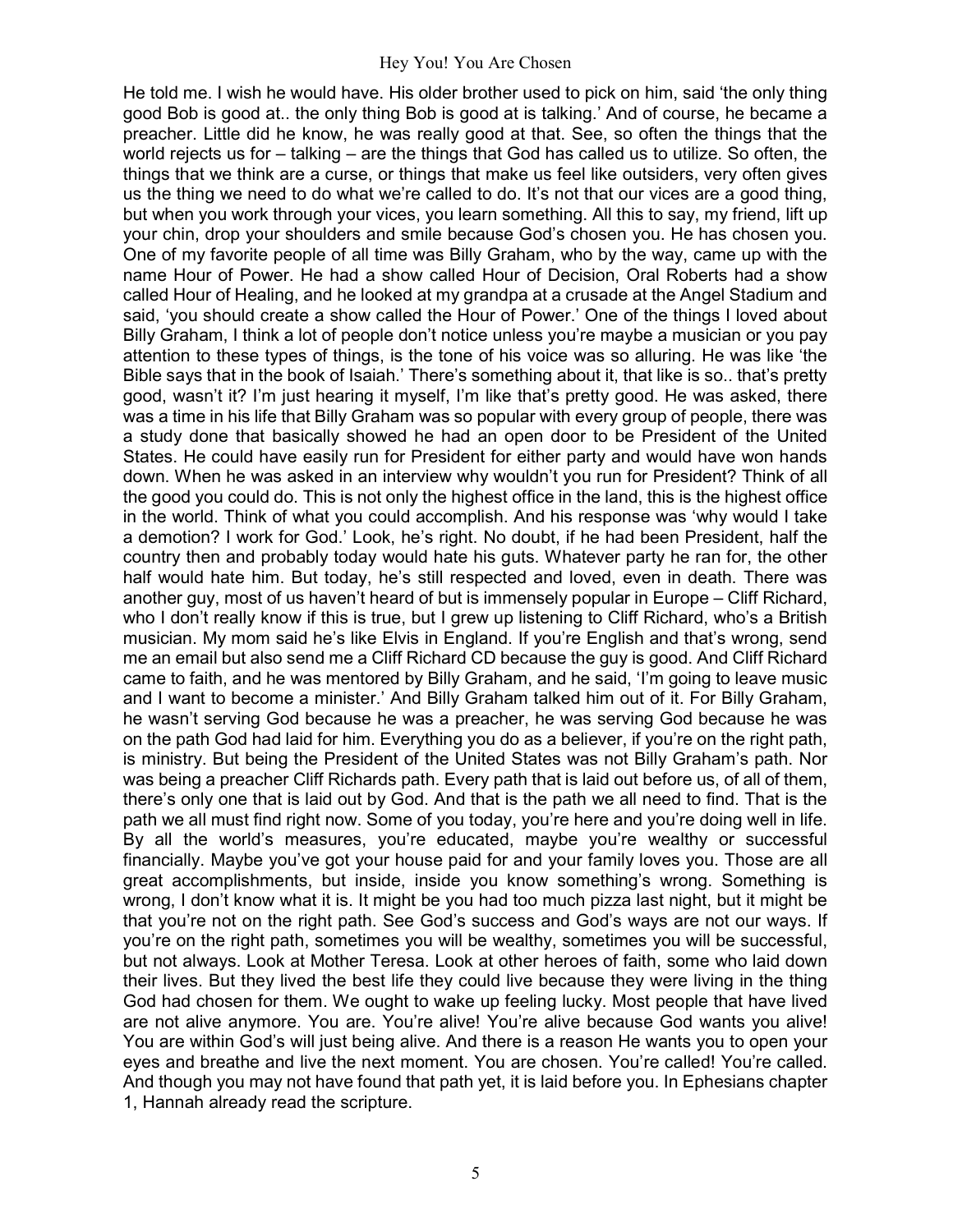He told me. I wish he would have. His older brother used to pick on him, said 'the only thing good Bob is good at.. the only thing Bob is good at is talking.' And of course, he became a preacher. Little did he know, he was really good at that. See, so often the things that the world rejects us for – talking – are the things that God has called us to utilize. So often, the things that we think are a curse, or things that make us feel like outsiders, very often gives us the thing we need to do what we're called to do. It's not that our vices are a good thing, but when you work through your vices, you learn something. All this to say, my friend, lift up your chin, drop your shoulders and smile because God's chosen you. He has chosen you. One of my favorite people of all time was Billy Graham, who by the way, came up with the name Hour of Power. He had a show called Hour of Decision, Oral Roberts had a show called Hour of Healing, and he looked at my grandpa at a crusade at the Angel Stadium and said, 'you should create a show called the Hour of Power.' One of the things I loved about Billy Graham, I think a lot of people don't notice unless you're maybe a musician or you pay attention to these types of things, is the tone of his voice was so alluring. He was like 'the Bible says that in the book of Isaiah.' There's something about it, that like is so.. that's pretty good, wasn't it? I'm just hearing it myself, I'm like that's pretty good. He was asked, there was a time in his life that Billy Graham was so popular with every group of people, there was a study done that basically showed he had an open door to be President of the United States. He could have easily run for President for either party and would have won hands down. When he was asked in an interview why wouldn't you run for President? Think of all the good you could do. This is not only the highest office in the land, this is the highest office in the world. Think of what you could accomplish. And his response was 'why would I take a demotion? I work for God.' Look, he's right. No doubt, if he had been President, half the country then and probably today would hate his guts. Whatever party he ran for, the other half would hate him. But today, he's still respected and loved, even in death. There was another guy, most of us haven't heard of but is immensely popular in Europe – Cliff Richard, who I don't really know if this is true, but I grew up listening to Cliff Richard, who's a British musician. My mom said he's like Elvis in England. If you're English and that's wrong, send me an email but also send me a Cliff Richard CD because the guy is good. And Cliff Richard came to faith, and he was mentored by Billy Graham, and he said, 'I'm going to leave music and I want to become a minister.' And Billy Graham talked him out of it. For Billy Graham, he wasn't serving God because he was a preacher, he was serving God because he was on the path God had laid for him. Everything you do as a believer, if you're on the right path, is ministry. But being the President of the United States was not Billy Graham's path. Nor was being a preacher Cliff Richards path. Every path that is laid out before us, of all of them, there's only one that is laid out by God. And that is the path we all need to find. That is the path we all must find right now. Some of you today, you're here and you're doing well in life. By all the world's measures, you're educated, maybe you're wealthy or successful financially. Maybe you've got your house paid for and your family loves you. Those are all great accomplishments, but inside, inside you know something's wrong. Something is wrong, I don't know what it is. It might be you had too much pizza last night, but it might be that you're not on the right path. See God's success and God's ways are not our ways. If you're on the right path, sometimes you will be wealthy, sometimes you will be successful, but not always. Look at Mother Teresa. Look at other heroes of faith, some who laid down their lives. But they lived the best life they could live because they were living in the thing God had chosen for them. We ought to wake up feeling lucky. Most people that have lived are not alive anymore. You are. You're alive! You're alive because God wants you alive! You are within God's will just being alive. And there is a reason He wants you to open your eyes and breathe and live the next moment. You are chosen. You're called! You're called. And though you may not have found that path yet, it is laid before you. In Ephesians chapter 1, Hannah already read the scripture.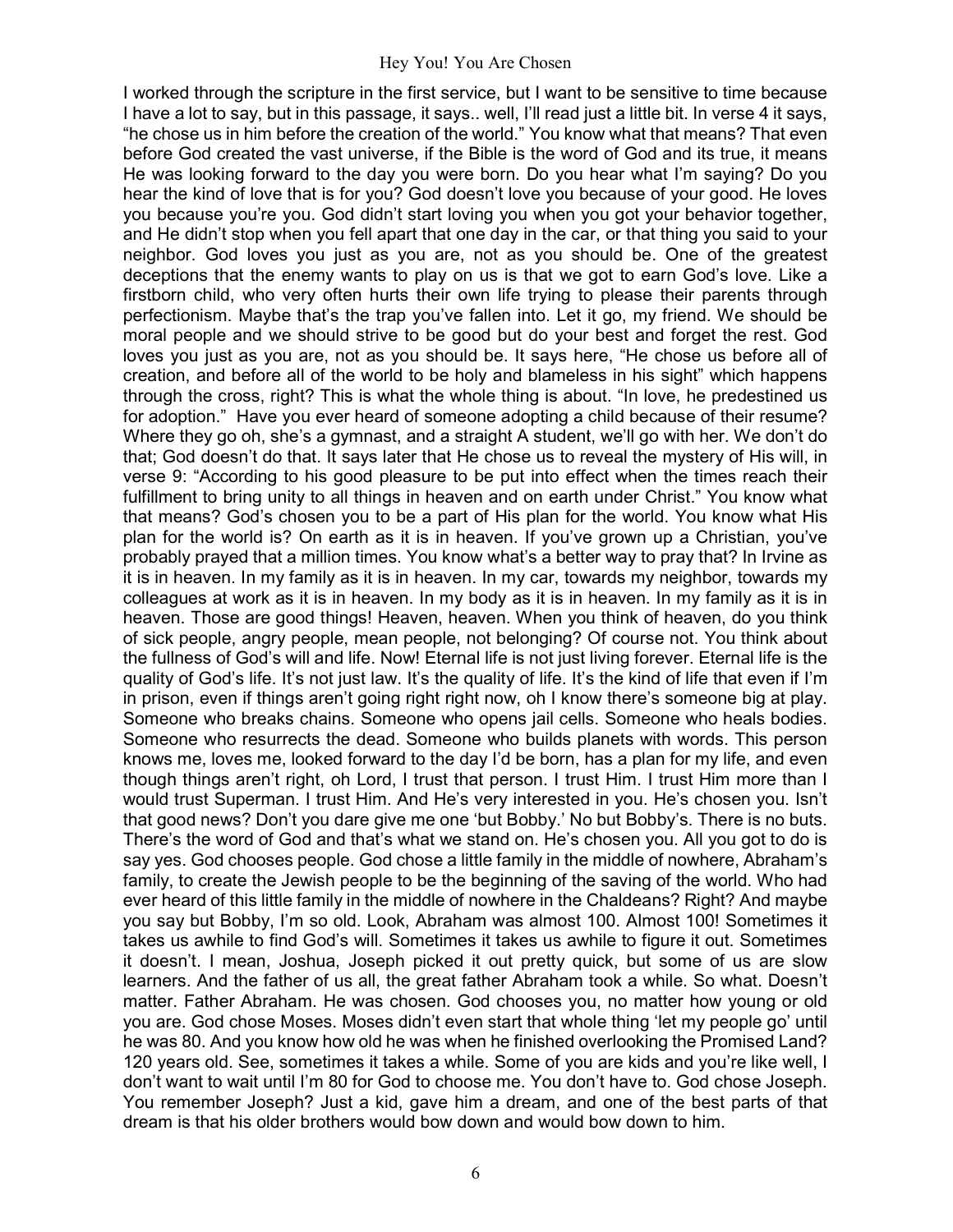I worked through the scripture in the first service, but I want to be sensitive to time because I have a lot to say, but in this passage, it says.. well, I'll read just a little bit. In verse 4 it says, "he chose us in him before the creation of the world." You know what that means? That even before God created the vast universe, if the Bible is the word of God and its true, it means He was looking forward to the day you were born. Do you hear what I'm saying? Do you hear the kind of love that is for you? God doesn't love you because of your good. He loves you because you're you. God didn't start loving you when you got your behavior together, and He didn't stop when you fell apart that one day in the car, or that thing you said to your neighbor. God loves you just as you are, not as you should be. One of the greatest deceptions that the enemy wants to play on us is that we got to earn God's love. Like a firstborn child, who very often hurts their own life trying to please their parents through perfectionism. Maybe that's the trap you've fallen into. Let it go, my friend. We should be moral people and we should strive to be good but do your best and forget the rest. God loves you just as you are, not as you should be. It says here, "He chose us before all of creation, and before all of the world to be holy and blameless in his sight" which happens through the cross, right? This is what the whole thing is about. "In love, he predestined us for adoption." Have you ever heard of someone adopting a child because of their resume? Where they go oh, she's a gymnast, and a straight A student, we'll go with her. We don't do that; God doesn't do that. It says later that He chose us to reveal the mystery of His will, in verse 9: "According to his good pleasure to be put into effect when the times reach their fulfillment to bring unity to all things in heaven and on earth under Christ." You know what that means? God's chosen you to be a part of His plan for the world. You know what His plan for the world is? On earth as it is in heaven. If you've grown up a Christian, you've probably prayed that a million times. You know what's a better way to pray that? In Irvine as it is in heaven. In my family as it is in heaven. In my car, towards my neighbor, towards my colleagues at work as it is in heaven. In my body as it is in heaven. In my family as it is in heaven. Those are good things! Heaven, heaven. When you think of heaven, do you think of sick people, angry people, mean people, not belonging? Of course not. You think about the fullness of God's will and life. Now! Eternal life is not just living forever. Eternal life is the quality of God's life. It's not just law. It's the quality of life. It's the kind of life that even if I'm in prison, even if things aren't going right right now, oh I know there's someone big at play. Someone who breaks chains. Someone who opens jail cells. Someone who heals bodies. Someone who resurrects the dead. Someone who builds planets with words. This person knows me, loves me, looked forward to the day I'd be born, has a plan for my life, and even though things aren't right, oh Lord, I trust that person. I trust Him. I trust Him more than I would trust Superman. I trust Him. And He's very interested in you. He's chosen you. Isn't that good news? Don't you dare give me one 'but Bobby.' No but Bobby's. There is no buts. There's the word of God and that's what we stand on. He's chosen you. All you got to do is say yes. God chooses people. God chose a little family in the middle of nowhere, Abraham's family, to create the Jewish people to be the beginning of the saving of the world. Who had ever heard of this little family in the middle of nowhere in the Chaldeans? Right? And maybe you say but Bobby, I'm so old. Look, Abraham was almost 100. Almost 100! Sometimes it takes us awhile to find God's will. Sometimes it takes us awhile to figure it out. Sometimes it doesn't. I mean, Joshua, Joseph picked it out pretty quick, but some of us are slow learners. And the father of us all, the great father Abraham took a while. So what. Doesn't matter. Father Abraham. He was chosen. God chooses you, no matter how young or old you are. God chose Moses. Moses didn't even start that whole thing 'let my people go' until he was 80. And you know how old he was when he finished overlooking the Promised Land? 120 years old. See, sometimes it takes a while. Some of you are kids and you're like well, I don't want to wait until I'm 80 for God to choose me. You don't have to. God chose Joseph. You remember Joseph? Just a kid, gave him a dream, and one of the best parts of that dream is that his older brothers would bow down and would bow down to him.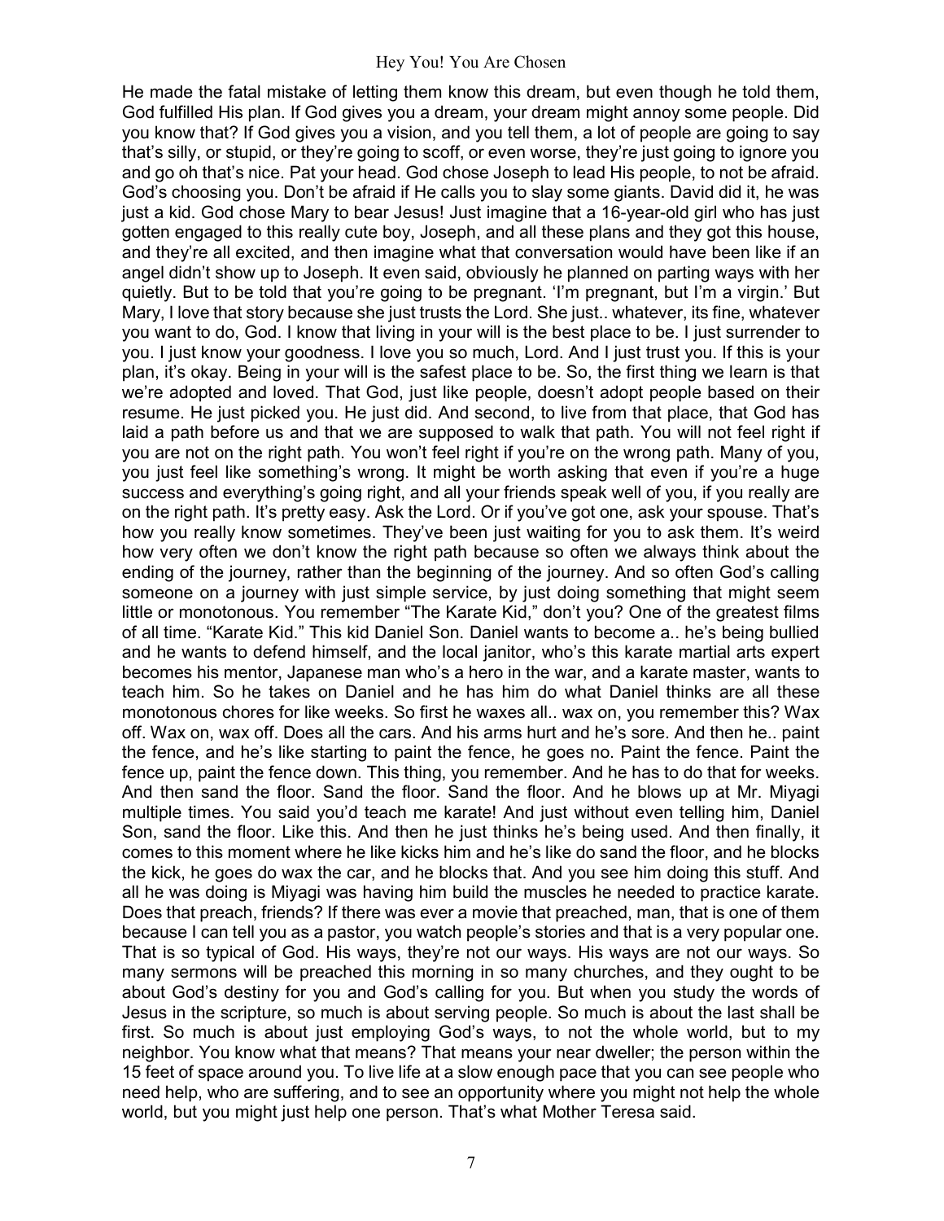He made the fatal mistake of letting them know this dream, but even though he told them, God fulfilled His plan. If God gives you a dream, your dream might annoy some people. Did you know that? If God gives you a vision, and you tell them, a lot of people are going to say that's silly, or stupid, or they're going to scoff, or even worse, they're just going to ignore you and go oh that's nice. Pat your head. God chose Joseph to lead His people, to not be afraid. God's choosing you. Don't be afraid if He calls you to slay some giants. David did it, he was just a kid. God chose Mary to bear Jesus! Just imagine that a 16-year-old girl who has just gotten engaged to this really cute boy, Joseph, and all these plans and they got this house, and they're all excited, and then imagine what that conversation would have been like if an angel didn't show up to Joseph. It even said, obviously he planned on parting ways with her quietly. But to be told that you're going to be pregnant. 'I'm pregnant, but I'm a virgin.' But Mary, I love that story because she just trusts the Lord. She just.. whatever, its fine, whatever you want to do, God. I know that living in your will is the best place to be. I just surrender to you. I just know your goodness. I love you so much, Lord. And I just trust you. If this is your plan, it's okay. Being in your will is the safest place to be. So, the first thing we learn is that we're adopted and loved. That God, just like people, doesn't adopt people based on their resume. He just picked you. He just did. And second, to live from that place, that God has laid a path before us and that we are supposed to walk that path. You will not feel right if you are not on the right path. You won't feel right if you're on the wrong path. Many of you, you just feel like something's wrong. It might be worth asking that even if you're a huge success and everything's going right, and all your friends speak well of you, if you really are on the right path. It's pretty easy. Ask the Lord. Or if you've got one, ask your spouse. That's how you really know sometimes. They've been just waiting for you to ask them. It's weird how very often we don't know the right path because so often we always think about the ending of the journey, rather than the beginning of the journey. And so often God's calling someone on a journey with just simple service, by just doing something that might seem little or monotonous. You remember "The Karate Kid," don't you? One of the greatest films of all time. "Karate Kid." This kid Daniel Son. Daniel wants to become a.. he's being bullied and he wants to defend himself, and the local janitor, who's this karate martial arts expert becomes his mentor, Japanese man who's a hero in the war, and a karate master, wants to teach him. So he takes on Daniel and he has him do what Daniel thinks are all these monotonous chores for like weeks. So first he waxes all.. wax on, you remember this? Wax off. Wax on, wax off. Does all the cars. And his arms hurt and he's sore. And then he.. paint the fence, and he's like starting to paint the fence, he goes no. Paint the fence. Paint the fence up, paint the fence down. This thing, you remember. And he has to do that for weeks. And then sand the floor. Sand the floor. Sand the floor. And he blows up at Mr. Miyagi multiple times. You said you'd teach me karate! And just without even telling him, Daniel Son, sand the floor. Like this. And then he just thinks he's being used. And then finally, it comes to this moment where he like kicks him and he's like do sand the floor, and he blocks the kick, he goes do wax the car, and he blocks that. And you see him doing this stuff. And all he was doing is Miyagi was having him build the muscles he needed to practice karate. Does that preach, friends? If there was ever a movie that preached, man, that is one of them because I can tell you as a pastor, you watch people's stories and that is a very popular one. That is so typical of God. His ways, they're not our ways. His ways are not our ways. So many sermons will be preached this morning in so many churches, and they ought to be about God's destiny for you and God's calling for you. But when you study the words of Jesus in the scripture, so much is about serving people. So much is about the last shall be first. So much is about just employing God's ways, to not the whole world, but to my neighbor. You know what that means? That means your near dweller; the person within the 15 feet of space around you. To live life at a slow enough pace that you can see people who need help, who are suffering, and to see an opportunity where you might not help the whole world, but you might just help one person. That's what Mother Teresa said.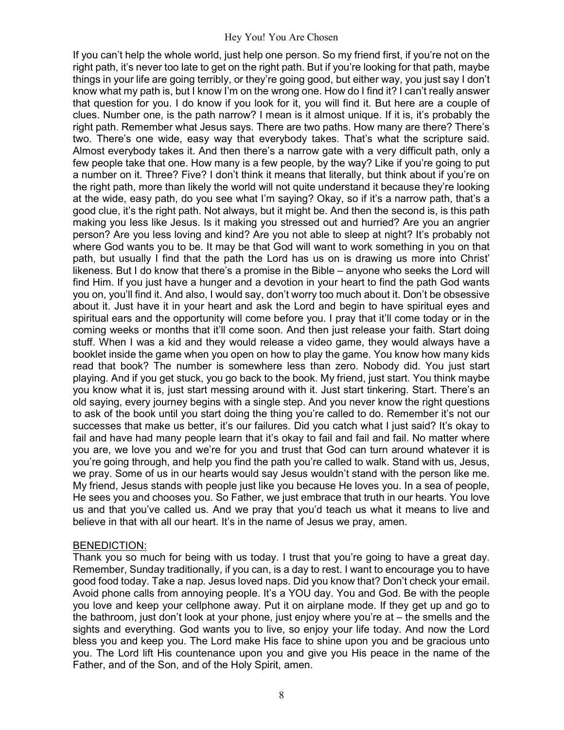If you can't help the whole world, just help one person. So my friend first, if you're not on the right path, it's never too late to get on the right path. But if you're looking for that path, maybe things in your life are going terribly, or they're going good, but either way, you just say I don't know what my path is, but I know I'm on the wrong one. How do I find it? I can't really answer that question for you. I do know if you look for it, you will find it. But here are a couple of clues. Number one, is the path narrow? I mean is it almost unique. If it is, it's probably the right path. Remember what Jesus says. There are two paths. How many are there? There's two. There's one wide, easy way that everybody takes. That's what the scripture said. Almost everybody takes it. And then there's a narrow gate with a very difficult path, only a few people take that one. How many is a few people, by the way? Like if you're going to put a number on it. Three? Five? I don't think it means that literally, but think about if you're on the right path, more than likely the world will not quite understand it because they're looking at the wide, easy path, do you see what I'm saying? Okay, so if it's a narrow path, that's a good clue, it's the right path. Not always, but it might be. And then the second is, is this path making you less like Jesus. Is it making you stressed out and hurried? Are you an angrier person? Are you less loving and kind? Are you not able to sleep at night? It's probably not where God wants you to be. It may be that God will want to work something in you on that path, but usually I find that the path the Lord has us on is drawing us more into Christ' likeness. But I do know that there's a promise in the Bible – anyone who seeks the Lord will find Him. If you just have a hunger and a devotion in your heart to find the path God wants you on, you'll find it. And also, I would say, don't worry too much about it. Don't be obsessive about it. Just have it in your heart and ask the Lord and begin to have spiritual eyes and spiritual ears and the opportunity will come before you. I pray that it'll come today or in the coming weeks or months that it'll come soon. And then just release your faith. Start doing stuff. When I was a kid and they would release a video game, they would always have a booklet inside the game when you open on how to play the game. You know how many kids read that book? The number is somewhere less than zero. Nobody did. You just start playing. And if you get stuck, you go back to the book. My friend, just start. You think maybe you know what it is, just start messing around with it. Just start tinkering. Start. There's an old saying, every journey begins with a single step. And you never know the right questions to ask of the book until you start doing the thing you're called to do. Remember it's not our successes that make us better, it's our failures. Did you catch what I just said? It's okay to fail and have had many people learn that it's okay to fail and fail and fail. No matter where you are, we love you and we're for you and trust that God can turn around whatever it is you're going through, and help you find the path you're called to walk. Stand with us, Jesus, we pray. Some of us in our hearts would say Jesus wouldn't stand with the person like me. My friend, Jesus stands with people just like you because He loves you. In a sea of people, He sees you and chooses you. So Father, we just embrace that truth in our hearts. You love us and that you've called us. And we pray that you'd teach us what it means to live and believe in that with all our heart. It's in the name of Jesus we pray, amen.

BENEDICTION:

Thank you so much for being with us today. I trust that you're going to have a great day. Remember, Sunday traditionally, if you can, is a day to rest. I want to encourage you to have good food today. Take a nap. Jesus loved naps. Did you know that? Don't check your email. Avoid phone calls from annoying people. It's a YOU day. You and God. Be with the people you love and keep your cellphone away. Put it on airplane mode. If they get up and go to the bathroom, just don't look at your phone, just enjoy where you're at – the smells and the sights and everything. God wants you to live, so enjoy your life today. And now the Lord bless you and keep you. The Lord make His face to shine upon you and be gracious unto you. The Lord lift His countenance upon you and give you His peace in the name of the Father, and of the Son, and of the Holy Spirit, amen.